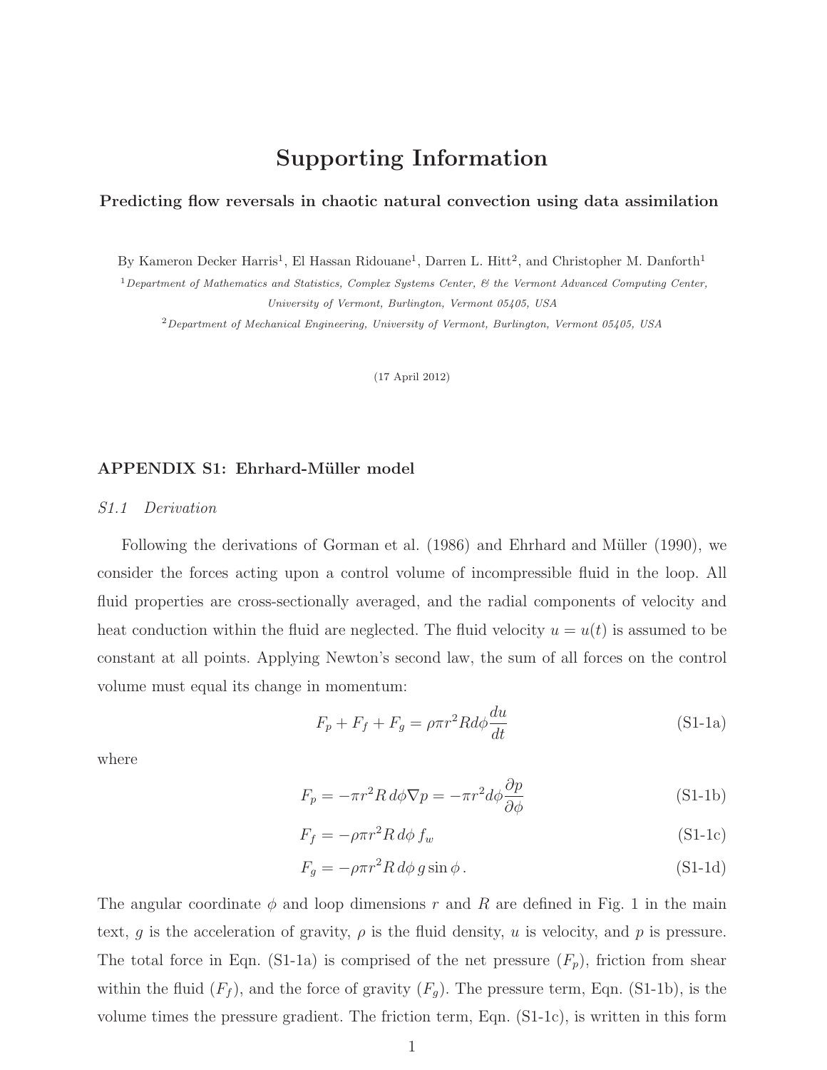# Supporting Information

**Predicting flow reversals in chaotic natural convection using data assimilation**

By Kameron Decker Harris[1], El Hassan Ridouane[1], Darren L. Hitt[2], and Christopher M. Danforth[1]

[1] *Department of Mathematics and Statistics, Complex Systems Center, & the Vermont Advanced Computing Center, University of Vermont, Burlington, Vermont 05405, USA*

[2] *Department of Mechanical Engineering, University of Vermont, Burlington, Vermont 05405, USA*

(17 April 2012)

## APPENDIX S1: Ehrhard-Müller model

### *S1.1 Derivation*

Following the derivations of Gorman et al. (1986) and Ehrhard and Müller (1990), we consider the forces acting upon a control volume of incompressible fluid in the loop. All fluid properties are cross-sectionally averaged, and the radial components of velocity and heat conduction within the fluid are neglected. The fluid velocity $u = u(t)$ is assumed to be constant at all points. Applying Newton's second law, the sum of all forces on the control volume must equal its change in momentum:

$$F_p + F_f + F_g = \rho \pi r^2 R d\phi \frac{du}{dt} \tag{S1-1a}$$

where

$$F_p = -\pi r^2 R \, d\phi \nabla p = -\pi r^2 d\phi \frac{\partial p}{\partial \phi} \tag{S1-1b}$$

$$F_f = -\rho \pi r^2 R \, d\phi \, f_w \tag{S1-1c}$$

$$F_g = -\rho \pi r^2 R \, d\phi \, g \sin \phi \, . \tag{S1-1d}$$

The angular coordinate $\phi$ and loop dimensions $r$ and $R$ are defined in Fig. 1 in the main text, $g$ is the acceleration of gravity, $\rho$ is the fluid density, $u$ is velocity, and $p$ is pressure. The total force in Eqn. (S1-1a) is comprised of the net pressure ($F_p$), friction from shear within the fluid ($F_f$), and the force of gravity ($F_g$). The pressure term, Eqn. (S1-1b), is the volume times the pressure gradient. The friction term, Eqn. (S1-1c), is written in this form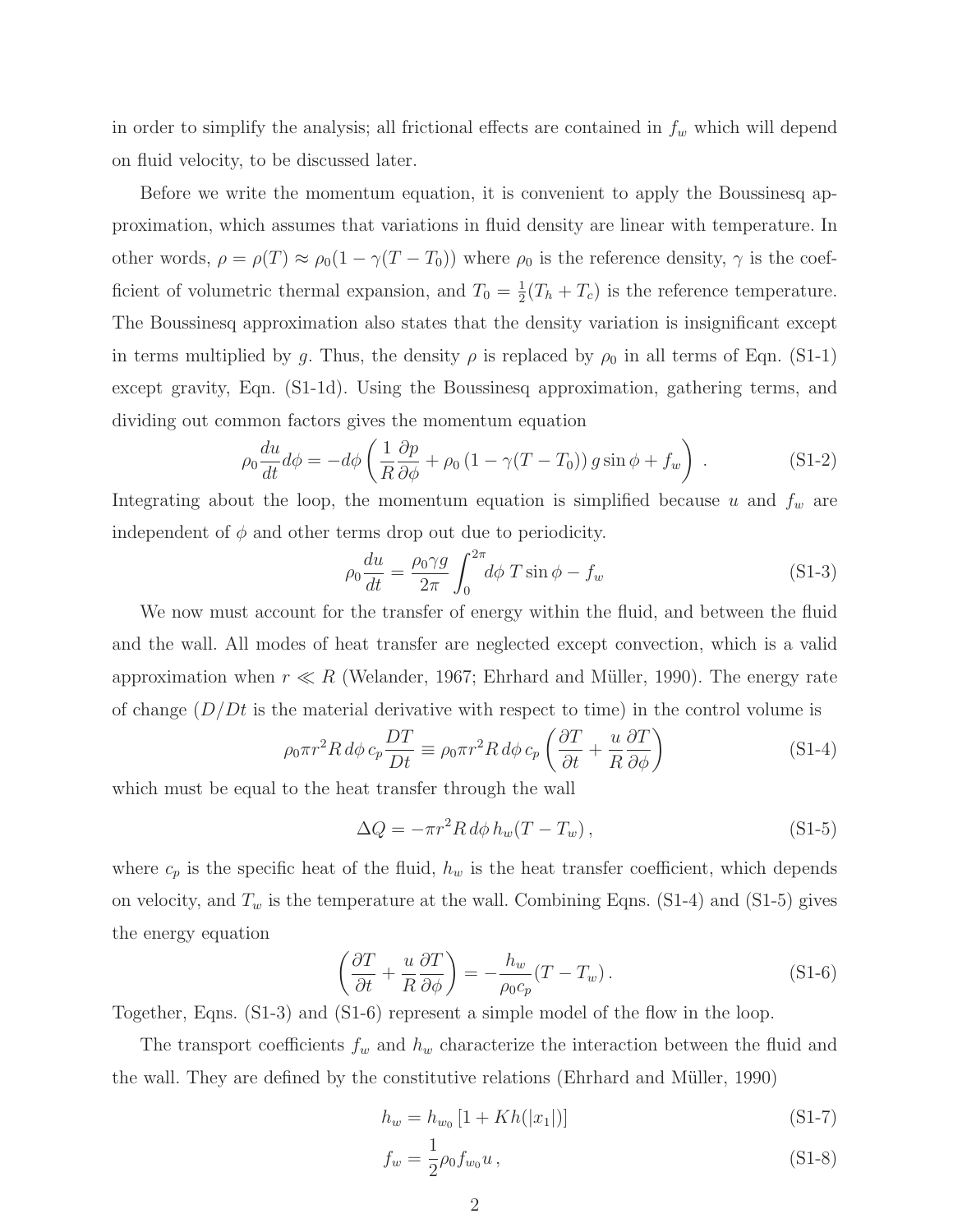in order to simplify the analysis; all frictional effects are contained in $f_w$ which will depend on fluid velocity, to be discussed later.

Before we write the momentum equation, it is convenient to apply the Boussinesq approximation, which assumes that variations in fluid density are linear with temperature. In other words, $\rho = \rho(T) \approx \rho_0(1 - \gamma(T - T_0))$ where $\rho_0$ is the reference density, $\gamma$ is the coefficient of volumetric thermal expansion, and $T_0 = \frac{1}{2}(T_h + T_c)$ is the reference temperature. The Boussinesq approximation also states that the density variation is insignificant except in terms multiplied by $g$. Thus, the density $\rho$ is replaced by $\rho_0$ in all terms of Eqn. (S1-1) except gravity, Eqn. (S1-1d). Using the Boussinesq approximation, gathering terms, and dividing out common factors gives the momentum equation

$$\rho_0 \frac{du}{dt} d\phi = -d\phi \left( \frac{1}{R} \frac{\partial p}{\partial \phi} + \rho_0 \left(1 - \gamma(T - T_0)\right) g \sin\phi + f_w \right) . \tag{S1-2}$$

Integrating about the loop, the momentum equation is simplified because $u$ and $f_w$ are independent of $\phi$ and other terms drop out due to periodicity.

$$\rho_0 \frac{du}{dt} = \frac{\rho_0 \gamma g}{2\pi} \int_0^{2\pi} d\phi \; T \sin\phi - f_w \tag{S1-3}$$

We now must account for the transfer of energy within the fluid, and between the fluid and the wall. All modes of heat transfer are neglected except convection, which is a valid approximation when $r \ll R$ (Welander, 1967; Ehrhard and Müller, 1990). The energy rate of change ($D/Dt$ is the material derivative with respect to time) in the control volume is

$$\rho_0 \pi r^2 R \, d\phi \, c_p \frac{DT}{Dt} \equiv \rho_0 \pi r^2 R \, d\phi \, c_p \left( \frac{\partial T}{\partial t} + \frac{u}{R} \frac{\partial T}{\partial \phi} \right) \tag{S1-4}$$

which must be equal to the heat transfer through the wall

$$\Delta Q = -\pi r^2 R \, d\phi \, h_w (T - T_w) , \tag{S1-5}$$

where $c_p$ is the specific heat of the fluid, $h_w$ is the heat transfer coefficient, which depends on velocity, and $T_w$ is the temperature at the wall. Combining Eqns. (S1-4) and (S1-5) gives the energy equation

$$\left( \frac{\partial T}{\partial t} + \frac{u}{R} \frac{\partial T}{\partial \phi} \right) = -\frac{h_w}{\rho_0 c_p} (T - T_w) . \tag{S1-6}$$

Together, Eqns. (S1-3) and (S1-6) represent a simple model of the flow in the loop.

The transport coefficients $f_w$ and $h_w$ characterize the interaction between the fluid and the wall. They are defined by the constitutive relations (Ehrhard and Müller, 1990)

$$h_w = h_{w_0} \left[ 1 + K h(|x_1|) \right] \tag{S1-7}$$

$$f_w = \frac{1}{2} \rho_0 f_{w_0} u , \tag{S1-8}$$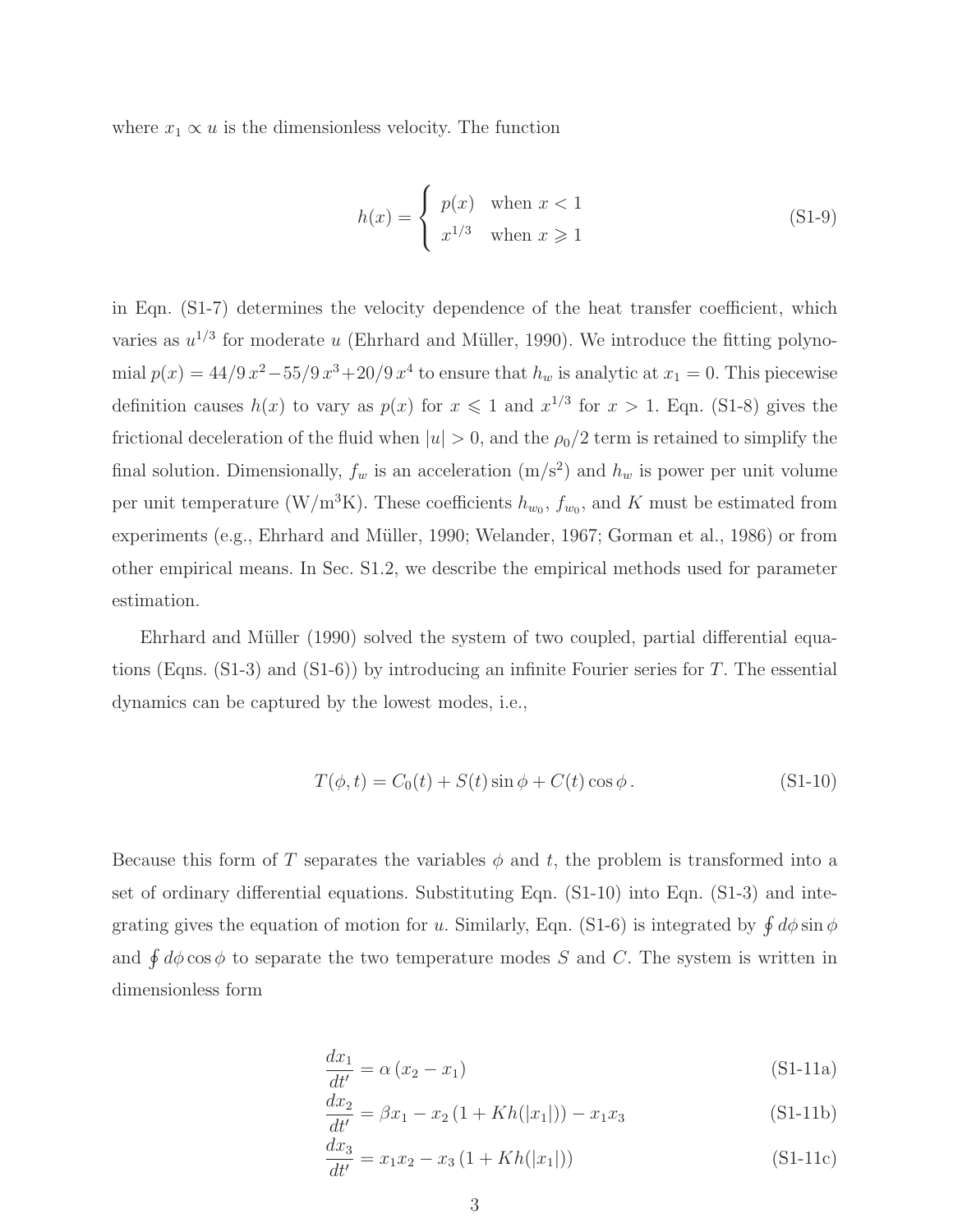where $x_1 \propto u$ is the dimensionless velocity. The function

$$h(x) = \begin{cases} p(x) & \text{when } x < 1 \\ x^{1/3} & \text{when } x \geqslant 1 \end{cases} \tag{S1-9}$$

in Eqn. (S1-7) determines the velocity dependence of the heat transfer coefficient, which varies as $u^{1/3}$ for moderate $u$ (Ehrhard and Müller, 1990). We introduce the fitting polynomial $p(x) = 44/9\,x^2 - 55/9\,x^3 + 20/9\,x^4$ to ensure that $h_w$ is analytic at $x_1 = 0$. This piecewise definition causes $h(x)$ to vary as $p(x)$ for $x \leqslant 1$ and $x^{1/3}$ for $x > 1$. Eqn. (S1-8) gives the frictional deceleration of the fluid when $|u| > 0$, and the $\rho_0/2$ term is retained to simplify the final solution. Dimensionally, $f_w$ is an acceleration (m/s$^2$) and $h_w$ is power per unit volume per unit temperature (W/m$^3$K). These coefficients $h_{w_0}$, $f_{w_0}$, and $K$ must be estimated from experiments (e.g., Ehrhard and Müller, 1990; Welander, 1967; Gorman et al., 1986) or from other empirical means. In Sec. S1.2, we describe the empirical methods used for parameter estimation.

Ehrhard and Müller (1990) solved the system of two coupled, partial differential equations (Eqns. (S1-3) and (S1-6)) by introducing an infinite Fourier series for $T$. The essential dynamics can be captured by the lowest modes, i.e.,

$$T(\phi, t) = C_0(t) + S(t)\sin\phi + C(t)\cos\phi\,. \tag{S1-10}$$

Because this form of $T$ separates the variables $\phi$ and $t$, the problem is transformed into a set of ordinary differential equations. Substituting Eqn. (S1-10) into Eqn. (S1-3) and integrating gives the equation of motion for $u$. Similarly, Eqn. (S1-6) is integrated by $\oint d\phi \sin\phi$ and $\oint d\phi \cos\phi$ to separate the two temperature modes $S$ and $C$. The system is written in dimensionless form

$$\frac{dx_1}{dt'} = \alpha\,(x_2 - x_1) \tag{S1-11a}$$

$$\frac{dx_2}{dt'} = \beta x_1 - x_2\,(1 + K h(|x_1|)) - x_1 x_3 \tag{S1-11b}$$

$$\frac{dx_3}{dt'} = x_1 x_2 - x_3\,(1 + K h(|x_1|)) \tag{S1-11c}$$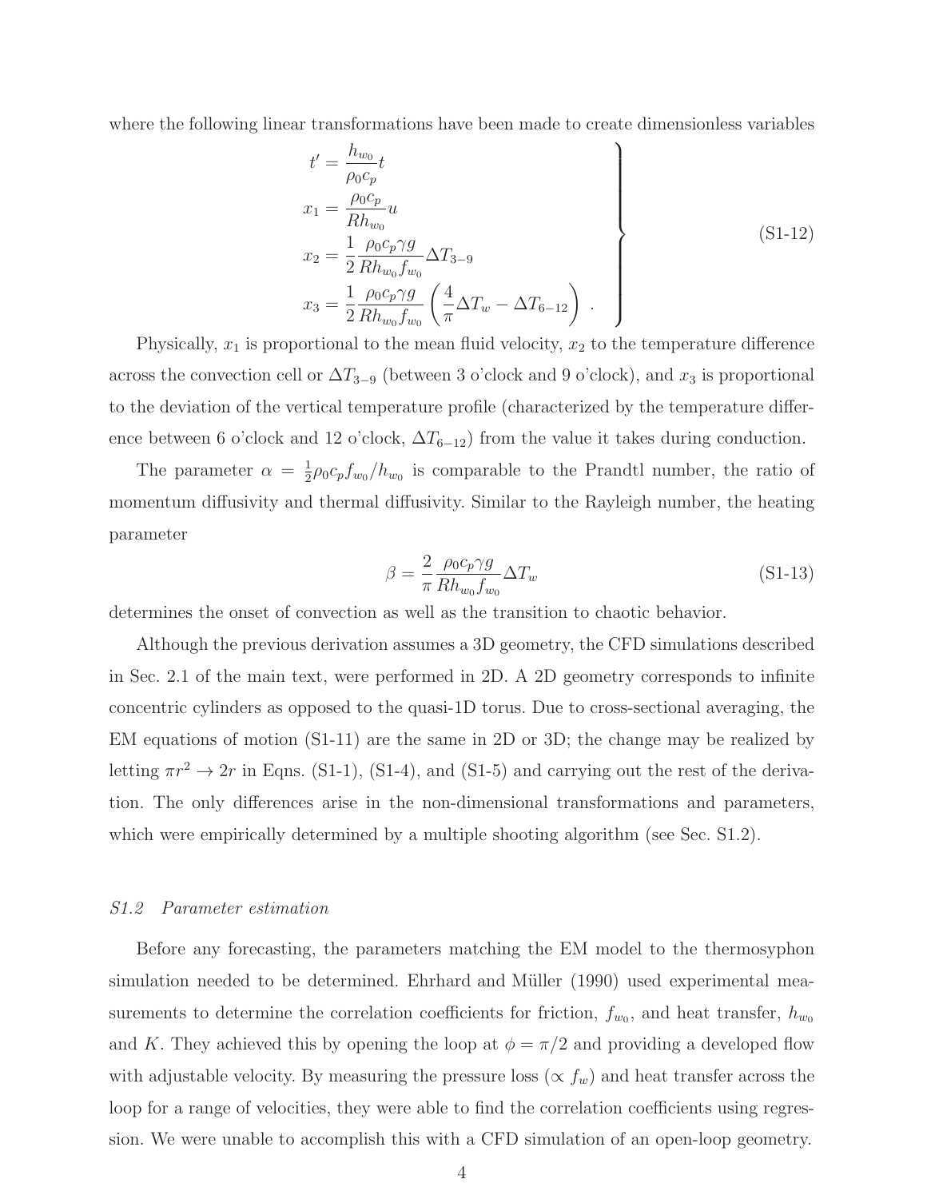where the following linear transformations have been made to create dimensionless variables

$$
\left.
\begin{aligned}
t' &= \frac{h_{w_0}}{\rho_0 c_p} t \\
x_1 &= \frac{\rho_0 c_p}{R h_{w_0}} u \\
x_2 &= \frac{1}{2} \frac{\rho_0 c_p \gamma g}{R h_{w_0} f_{w_0}} \Delta T_{3-9} \\
x_3 &= \frac{1}{2} \frac{\rho_0 c_p \gamma g}{R h_{w_0} f_{w_0}} \left( \frac{4}{\pi} \Delta T_w - \Delta T_{6-12} \right) \, .
\end{aligned}
\right\} \tag{S1-12}
$$

Physically, $x_1$ is proportional to the mean fluid velocity, $x_2$ to the temperature difference across the convection cell or $\Delta T_{3-9}$ (between 3 o'clock and 9 o'clock), and $x_3$ is proportional to the deviation of the vertical temperature profile (characterized by the temperature difference between 6 o'clock and 12 o'clock, $\Delta T_{6-12}$) from the value it takes during conduction.

The parameter $\alpha = \frac{1}{2}\rho_0 c_p f_{w_0}/h_{w_0}$ is comparable to the Prandtl number, the ratio of momentum diffusivity and thermal diffusivity. Similar to the Rayleigh number, the heating parameter

$$
\beta = \frac{2}{\pi} \frac{\rho_0 c_p \gamma g}{R h_{w_0} f_{w_0}} \Delta T_w \tag{S1-13}
$$

determines the onset of convection as well as the transition to chaotic behavior.

Although the previous derivation assumes a 3D geometry, the CFD simulations described in Sec. 2.1 of the main text, were performed in 2D. A 2D geometry corresponds to infinite concentric cylinders as opposed to the quasi-1D torus. Due to cross-sectional averaging, the EM equations of motion (S1-11) are the same in 2D or 3D; the change may be realized by letting $\pi r^2 \to 2r$ in Eqns. (S1-1), (S1-4), and (S1-5) and carrying out the rest of the derivation. The only differences arise in the non-dimensional transformations and parameters, which were empirically determined by a multiple shooting algorithm (see Sec. S1.2).

### *S1.2 Parameter estimation*

Before any forecasting, the parameters matching the EM model to the thermosyphon simulation needed to be determined. Ehrhard and Müller (1990) used experimental measurements to determine the correlation coefficients for friction, $f_{w_0}$, and heat transfer, $h_{w_0}$ and $K$. They achieved this by opening the loop at $\phi = \pi/2$ and providing a developed flow with adjustable velocity. By measuring the pressure loss ($\propto f_w$) and heat transfer across the loop for a range of velocities, they were able to find the correlation coefficients using regression. We were unable to accomplish this with a CFD simulation of an open-loop geometry.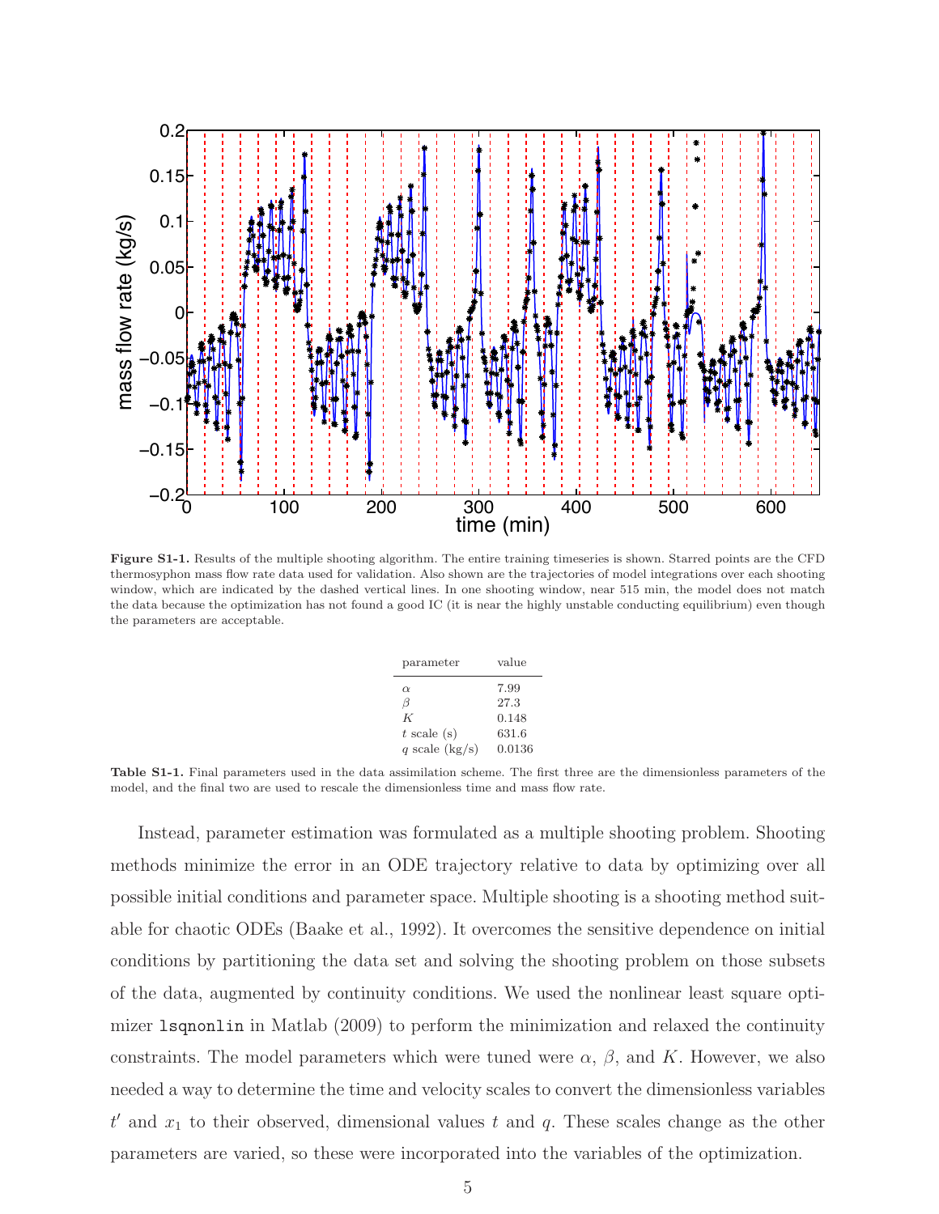**Figure S1-1.** Results of the multiple shooting algorithm. The entire training timeseries is shown. Starred points are the CFD thermosyphon mass flow rate data used for validation. Also shown are the trajectories of model integrations over each shooting window, which are indicated by the dashed vertical lines. In one shooting window, near 515 min, the model does not match the data because the optimization has not found a good IC (it is near the highly unstable conducting equilibrium) even though the parameters are acceptable.

| parameter | value |
|---|---|
| $\alpha$ | 7.99 |
| $\beta$ | 27.3 |
| $K$ | 0.148 |
| $t$ scale (s) | 631.6 |
| $q$ scale (kg/s) | 0.0136 |

**Table S1-1.** Final parameters used in the data assimilation scheme. The first three are the dimensionless parameters of the model, and the final two are used to rescale the dimensionless time and mass flow rate.

Instead, parameter estimation was formulated as a multiple shooting problem. Shooting methods minimize the error in an ODE trajectory relative to data by optimizing over all possible initial conditions and parameter space. Multiple shooting is a shooting method suitable for chaotic ODEs (Baake et al., 1992). It overcomes the sensitive dependence on initial conditions by partitioning the data set and solving the shooting problem on those subsets of the data, augmented by continuity conditions. We used the nonlinear least square optimizer `lsqnonlin` in Matlab (2009) to perform the minimization and relaxed the continuity constraints. The model parameters which were tuned were $\alpha$, $\beta$, and $K$. However, we also needed a way to determine the time and velocity scales to convert the dimensionless variables $t'$ and $x_1$ to their observed, dimensional values $t$ and $q$. These scales change as the other parameters are varied, so these were incorporated into the variables of the optimization.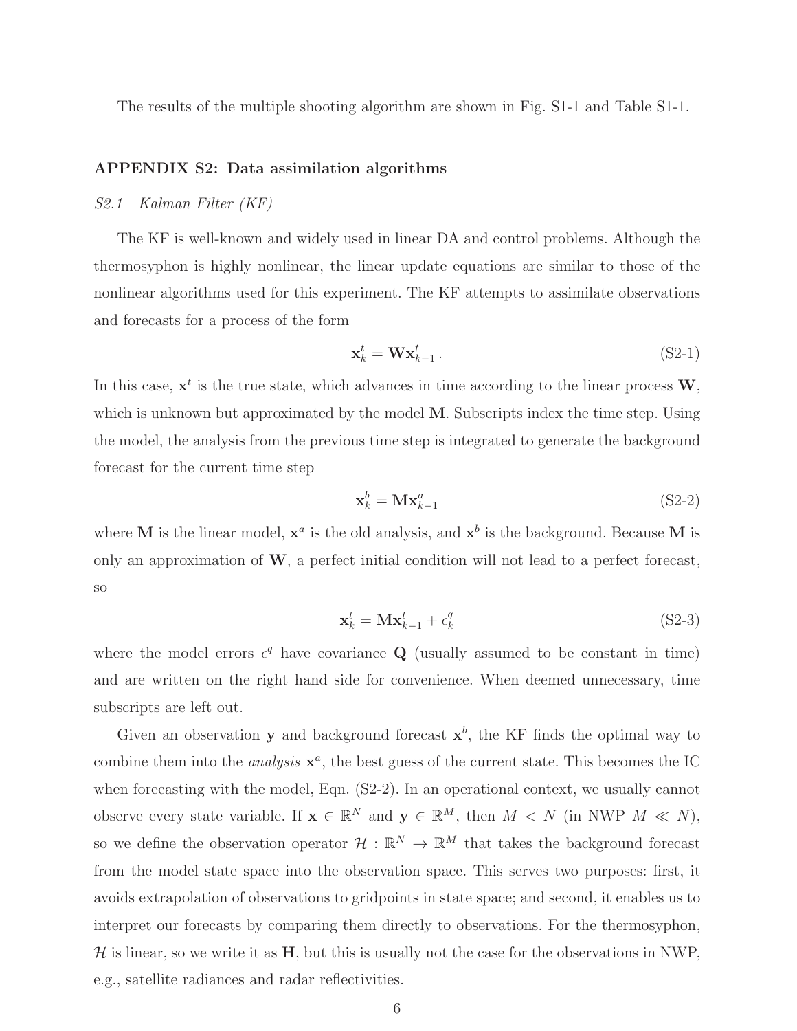The results of the multiple shooting algorithm are shown in Fig. S1-1 and Table S1-1.

## APPENDIX S2: Data assimilation algorithms

### *S2.1 Kalman Filter (KF)*

The KF is well-known and widely used in linear DA and control problems. Although the thermosyphon is highly nonlinear, the linear update equations are similar to those of the nonlinear algorithms used for this experiment. The KF attempts to assimilate observations and forecasts for a process of the form

$$\mathbf{x}^t_k = \mathbf{W}\mathbf{x}^t_{k-1} \,. \tag{S2-1}$$

In this case, $\mathbf{x}^t$ is the true state, which advances in time according to the linear process $\mathbf{W}$, which is unknown but approximated by the model $\mathbf{M}$. Subscripts index the time step. Using the model, the analysis from the previous time step is integrated to generate the background forecast for the current time step

$$\mathbf{x}^b_k = \mathbf{M}\mathbf{x}^a_{k-1} \tag{S2-2}$$

where $\mathbf{M}$ is the linear model, $\mathbf{x}^a$ is the old analysis, and $\mathbf{x}^b$ is the background. Because $\mathbf{M}$ is only an approximation of $\mathbf{W}$, a perfect initial condition will not lead to a perfect forecast, so

$$\mathbf{x}^t_k = \mathbf{M}\mathbf{x}^t_{k-1} + \epsilon^q_k \tag{S2-3}$$

where the model errors $\epsilon^q$ have covariance $\mathbf{Q}$ (usually assumed to be constant in time) and are written on the right hand side for convenience. When deemed unnecessary, time subscripts are left out.

Given an observation $\mathbf{y}$ and background forecast $\mathbf{x}^b$, the KF finds the optimal way to combine them into the *analysis* $\mathbf{x}^a$, the best guess of the current state. This becomes the IC when forecasting with the model, Eqn. (S2-2). In an operational context, we usually cannot observe every state variable. If $\mathbf{x} \in \mathbb{R}^N$ and $\mathbf{y} \in \mathbb{R}^M$, then $M < N$ (in NWP $M \ll N$), so we define the observation operator $\mathcal{H} : \mathbb{R}^N \to \mathbb{R}^M$ that takes the background forecast from the model state space into the observation space. This serves two purposes: first, it avoids extrapolation of observations to gridpoints in state space; and second, it enables us to interpret our forecasts by comparing them directly to observations. For the thermosyphon, $\mathcal{H}$ is linear, so we write it as $\mathbf{H}$, but this is usually not the case for the observations in NWP, e.g., satellite radiances and radar reflectivities.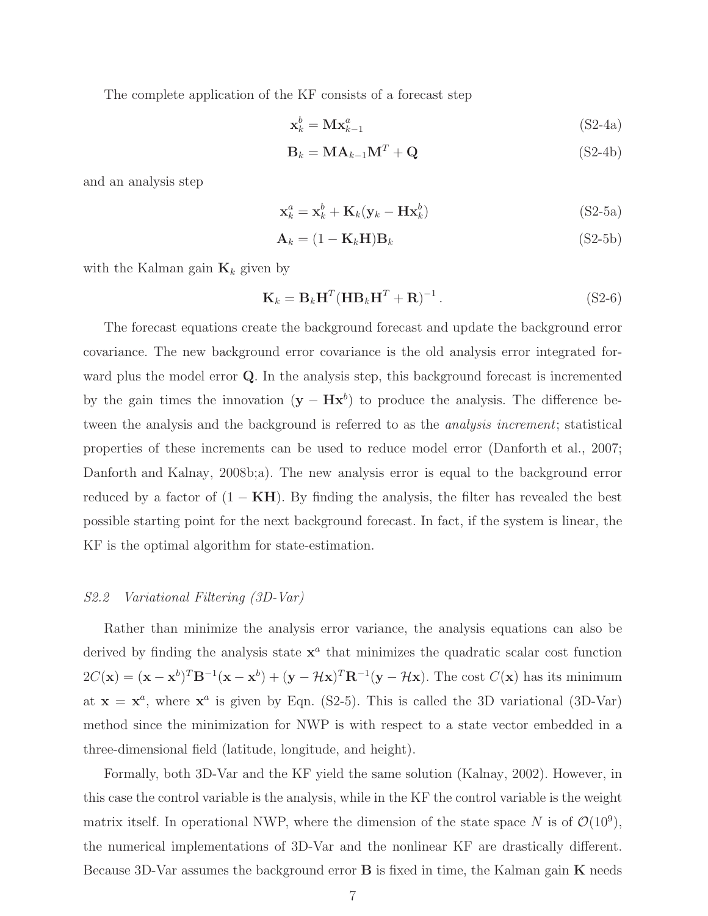The complete application of the KF consists of a forecast step

$$\mathbf{x}_k^b = \mathbf{M}\mathbf{x}_{k-1}^a \tag{S2-4a}$$

$$\mathbf{B}_k = \mathbf{M}\mathbf{A}_{k-1}\mathbf{M}^T + \mathbf{Q} \tag{S2-4b}$$

and an analysis step

$$\mathbf{x}_k^a = \mathbf{x}_k^b + \mathbf{K}_k(\mathbf{y}_k - \mathbf{H}\mathbf{x}_k^b) \tag{S2-5a}$$

$$\mathbf{A}_k = (1 - \mathbf{K}_k\mathbf{H})\mathbf{B}_k \tag{S2-5b}$$

with the Kalman gain $\mathbf{K}_k$ given by

$$\mathbf{K}_k = \mathbf{B}_k\mathbf{H}^T(\mathbf{H}\mathbf{B}_k\mathbf{H}^T + \mathbf{R})^{-1}\,. \tag{S2-6}$$

The forecast equations create the background forecast and update the background error covariance. The new background error covariance is the old analysis error integrated forward plus the model error $\mathbf{Q}$. In the analysis step, this background forecast is incremented by the gain times the innovation $(\mathbf{y} - \mathbf{H}\mathbf{x}^b)$ to produce the analysis. The difference between the analysis and the background is referred to as the *analysis increment*; statistical properties of these increments can be used to reduce model error (Danforth et al., 2007; Danforth and Kalnay, 2008b;a). The new analysis error is equal to the background error reduced by a factor of $(1 - \mathbf{K}\mathbf{H})$. By finding the analysis, the filter has revealed the best possible starting point for the next background forecast. In fact, if the system is linear, the KF is the optimal algorithm for state-estimation.

### *S2.2 Variational Filtering (3D-Var)*

Rather than minimize the analysis error variance, the analysis equations can also be derived by finding the analysis state $\mathbf{x}^a$ that minimizes the quadratic scalar cost function $2C(\mathbf{x}) = (\mathbf{x} - \mathbf{x}^b)^T\mathbf{B}^{-1}(\mathbf{x} - \mathbf{x}^b) + (\mathbf{y} - \mathcal{H}\mathbf{x})^T\mathbf{R}^{-1}(\mathbf{y} - \mathcal{H}\mathbf{x})$. The cost $C(\mathbf{x})$ has its minimum at $\mathbf{x} = \mathbf{x}^a$, where $\mathbf{x}^a$ is given by Eqn. (S2-5). This is called the 3D variational (3D-Var) method since the minimization for NWP is with respect to a state vector embedded in a three-dimensional field (latitude, longitude, and height).

Formally, both 3D-Var and the KF yield the same solution (Kalnay, 2002). However, in this case the control variable is the analysis, while in the KF the control variable is the weight matrix itself. In operational NWP, where the dimension of the state space $N$ is of $\mathcal{O}(10^9)$, the numerical implementations of 3D-Var and the nonlinear KF are drastically different. Because 3D-Var assumes the background error $\mathbf{B}$ is fixed in time, the Kalman gain $\mathbf{K}$ needs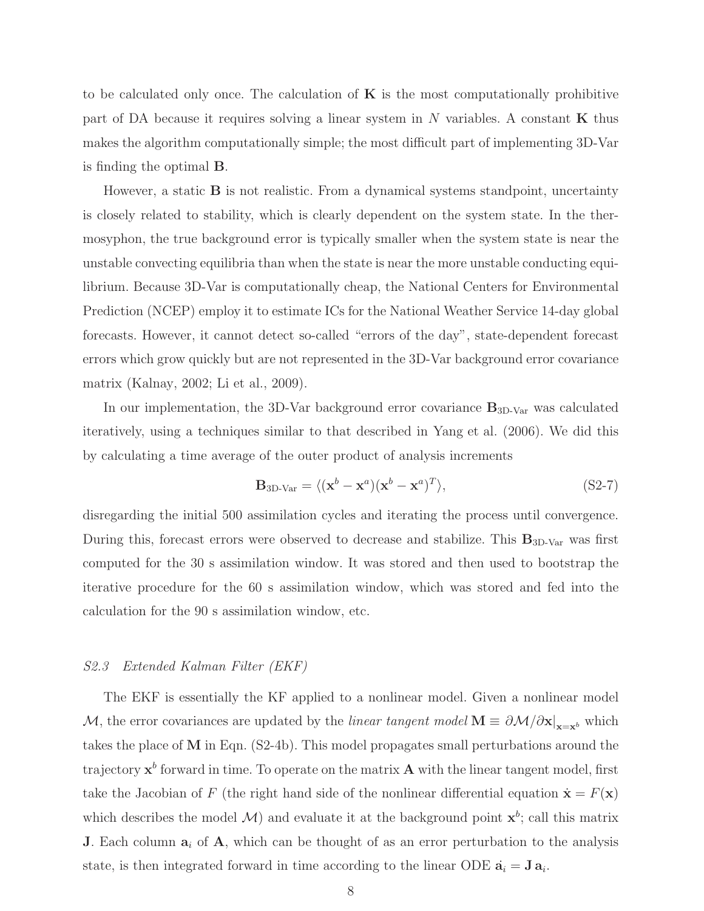to be calculated only once. The calculation of $\mathbf{K}$ is the most computationally prohibitive part of DA because it requires solving a linear system in $N$ variables. A constant $\mathbf{K}$ thus makes the algorithm computationally simple; the most difficult part of implementing 3D-Var is finding the optimal $\mathbf{B}$.

However, a static $\mathbf{B}$ is not realistic. From a dynamical systems standpoint, uncertainty is closely related to stability, which is clearly dependent on the system state. In the thermosyphon, the true background error is typically smaller when the system state is near the unstable convecting equilibria than when the state is near the more unstable conducting equilibrium. Because 3D-Var is computationally cheap, the National Centers for Environmental Prediction (NCEP) employ it to estimate ICs for the National Weather Service 14-day global forecasts. However, it cannot detect so-called "errors of the day", state-dependent forecast errors which grow quickly but are not represented in the 3D-Var background error covariance matrix (Kalnay, 2002; Li et al., 2009).

In our implementation, the 3D-Var background error covariance $\mathbf{B}_{\text{3D-Var}}$ was calculated iteratively, using a techniques similar to that described in Yang et al. (2006). We did this by calculating a time average of the outer product of analysis increments

$$\mathbf{B}_{\text{3D-Var}} = \langle (\mathbf{x}^b - \mathbf{x}^a)(\mathbf{x}^b - \mathbf{x}^a)^T \rangle, \tag{S2-7}$$

disregarding the initial 500 assimilation cycles and iterating the process until convergence. During this, forecast errors were observed to decrease and stabilize. This $\mathbf{B}_{\text{3D-Var}}$ was first computed for the 30 s assimilation window. It was stored and then used to bootstrap the iterative procedure for the 60 s assimilation window, which was stored and fed into the calculation for the 90 s assimilation window, etc.

### *S2.3 Extended Kalman Filter (EKF)*

The EKF is essentially the KF applied to a nonlinear model. Given a nonlinear model $\mathcal{M}$, the error covariances are updated by the *linear tangent model* $\mathbf{M} \equiv \partial \mathcal{M}/\partial \mathbf{x}|_{\mathbf{x}=\mathbf{x}^b}$ which takes the place of $\mathbf{M}$ in Eqn. (S2-4b). This model propagates small perturbations around the trajectory $\mathbf{x}^b$ forward in time. To operate on the matrix $\mathbf{A}$ with the linear tangent model, first take the Jacobian of $F$ (the right hand side of the nonlinear differential equation $\dot{\mathbf{x}} = F(\mathbf{x})$ which describes the model $\mathcal{M}$) and evaluate it at the background point $\mathbf{x}^b$; call this matrix $\mathbf{J}$. Each column $\mathbf{a}_i$ of $\mathbf{A}$, which can be thought of as an error perturbation to the analysis state, is then integrated forward in time according to the linear ODE $\dot{\mathbf{a}}_i = \mathbf{J}\,\mathbf{a}_i$.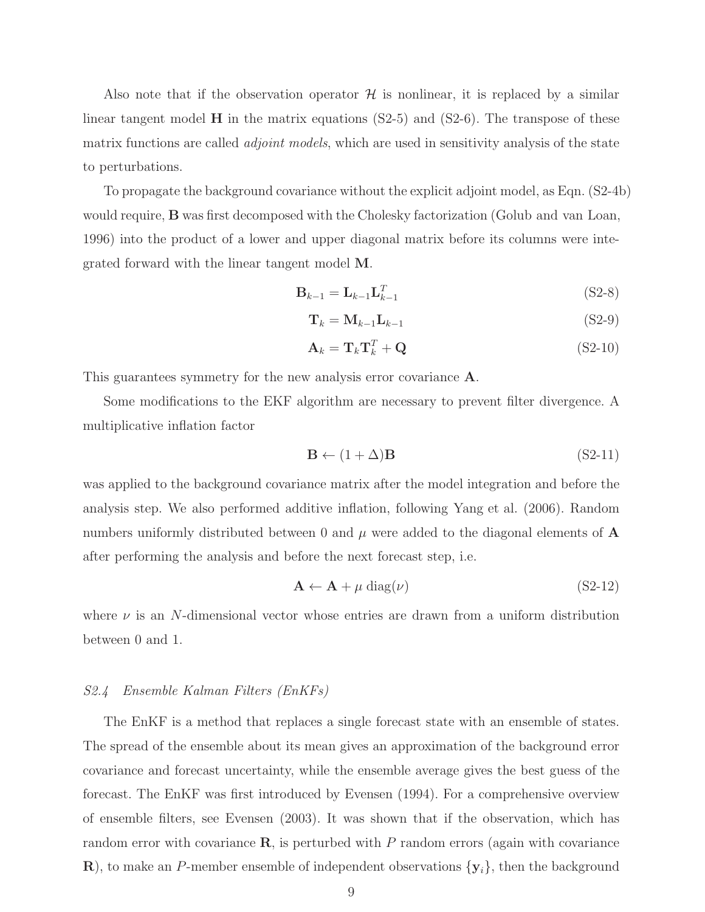Also note that if the observation operator $\mathcal{H}$ is nonlinear, it is replaced by a similar linear tangent model $\mathbf{H}$ in the matrix equations (S2-5) and (S2-6). The transpose of these matrix functions are called *adjoint models*, which are used in sensitivity analysis of the state to perturbations.

To propagate the background covariance without the explicit adjoint model, as Eqn. (S2-4b) would require, $\mathbf{B}$ was first decomposed with the Cholesky factorization (Golub and van Loan, 1996) into the product of a lower and upper diagonal matrix before its columns were integrated forward with the linear tangent model $\mathbf{M}$.

$$\mathbf{B}_{k-1} = \mathbf{L}_{k-1}\mathbf{L}_{k-1}^T \tag{S2-8}$$

$$\mathbf{T}_k = \mathbf{M}_{k-1}\mathbf{L}_{k-1} \tag{S2-9}$$

$$\mathbf{A}_k = \mathbf{T}_k\mathbf{T}_k^T + \mathbf{Q} \tag{S2-10}$$

This guarantees symmetry for the new analysis error covariance $\mathbf{A}$.

Some modifications to the EKF algorithm are necessary to prevent filter divergence. A multiplicative inflation factor

$$\mathbf{B} \leftarrow (1 + \Delta)\mathbf{B} \tag{S2-11}$$

was applied to the background covariance matrix after the model integration and before the analysis step. We also performed additive inflation, following Yang et al. (2006). Random numbers uniformly distributed between 0 and $\mu$ were added to the diagonal elements of $\mathbf{A}$ after performing the analysis and before the next forecast step, i.e.

$$\mathbf{A} \leftarrow \mathbf{A} + \mu \operatorname{diag}(\nu) \tag{S2-12}$$

where $\nu$ is an $N$-dimensional vector whose entries are drawn from a uniform distribution between 0 and 1.

### *S2.4 Ensemble Kalman Filters (EnKFs)*

The EnKF is a method that replaces a single forecast state with an ensemble of states. The spread of the ensemble about its mean gives an approximation of the background error covariance and forecast uncertainty, while the ensemble average gives the best guess of the forecast. The EnKF was first introduced by Evensen (1994). For a comprehensive overview of ensemble filters, see Evensen (2003). It was shown that if the observation, which has random error with covariance $\mathbf{R}$, is perturbed with $P$ random errors (again with covariance $\mathbf{R}$), to make an $P$-member ensemble of independent observations $\{\mathbf{y}_i\}$, then the background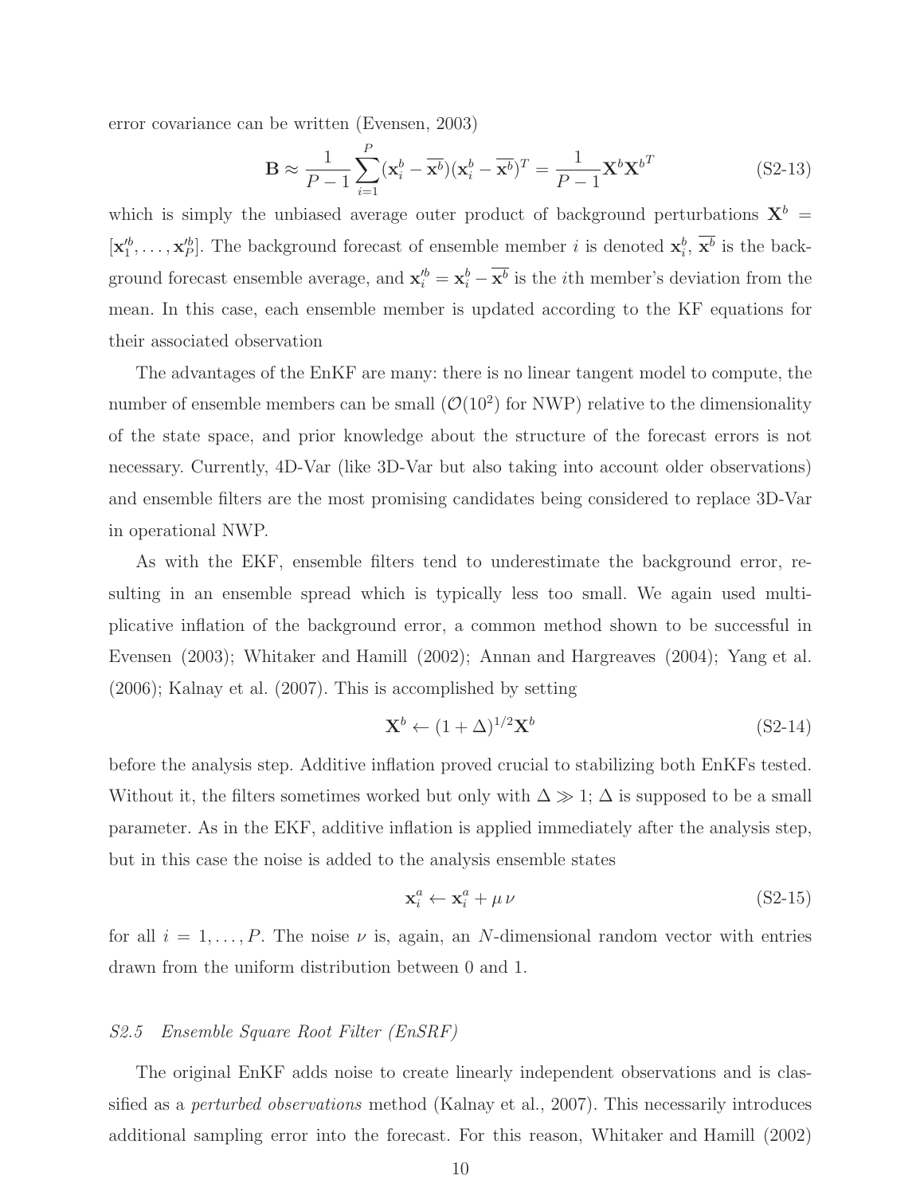error covariance can be written (Evensen, 2003)

$$\mathbf{B} \approx \frac{1}{P-1}\sum_{i=1}^{P}(\mathbf{x}_i^b - \overline{\mathbf{x}^b})(\mathbf{x}_i^b - \overline{\mathbf{x}^b})^T = \frac{1}{P-1}\mathbf{X}^b{\mathbf{X}^b}^T \tag{S2-13}$$

which is simply the unbiased average outer product of background perturbations $\mathbf{X}^b = [\mathbf{x}_1'^b, \ldots, \mathbf{x}_P'^b]$. The background forecast of ensemble member $i$ is denoted $\mathbf{x}_i^b$, $\overline{\mathbf{x}^b}$ is the background forecast ensemble average, and $\mathbf{x}_i'^b = \mathbf{x}_i^b - \overline{\mathbf{x}^b}$ is the $i$th member's deviation from the mean. In this case, each ensemble member is updated according to the KF equations for their associated observation

The advantages of the EnKF are many: there is no linear tangent model to compute, the number of ensemble members can be small ($\mathcal{O}(10^2)$ for NWP) relative to the dimensionality of the state space, and prior knowledge about the structure of the forecast errors is not necessary. Currently, 4D-Var (like 3D-Var but also taking into account older observations) and ensemble filters are the most promising candidates being considered to replace 3D-Var in operational NWP.

As with the EKF, ensemble filters tend to underestimate the background error, resulting in an ensemble spread which is typically less too small. We again used multiplicative inflation of the background error, a common method shown to be successful in Evensen (2003); Whitaker and Hamill (2002); Annan and Hargreaves (2004); Yang et al. (2006); Kalnay et al. (2007). This is accomplished by setting

$$\mathbf{X}^b \leftarrow (1+\Delta)^{1/2}\mathbf{X}^b \tag{S2-14}$$

before the analysis step. Additive inflation proved crucial to stabilizing both EnKFs tested. Without it, the filters sometimes worked but only with $\Delta \gg 1$; $\Delta$ is supposed to be a small parameter. As in the EKF, additive inflation is applied immediately after the analysis step, but in this case the noise is added to the analysis ensemble states

$$\mathbf{x}_i^a \leftarrow \mathbf{x}_i^a + \mu\,\nu \tag{S2-15}$$

for all $i = 1, \ldots, P$. The noise $\nu$ is, again, an $N$-dimensional random vector with entries drawn from the uniform distribution between 0 and 1.

### *S2.5 Ensemble Square Root Filter (EnSRF)*

The original EnKF adds noise to create linearly independent observations and is classified as a *perturbed observations* method (Kalnay et al., 2007). This necessarily introduces additional sampling error into the forecast. For this reason, Whitaker and Hamill (2002)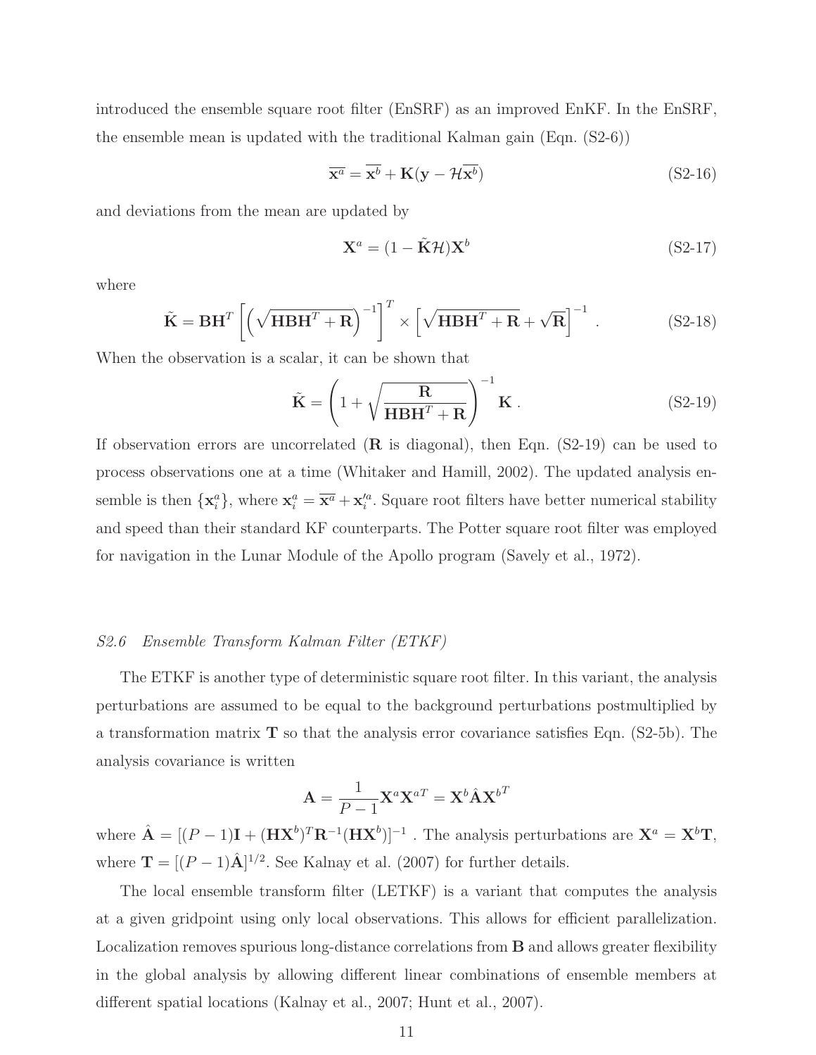introduced the ensemble square root filter (EnSRF) as an improved EnKF. In the EnSRF, the ensemble mean is updated with the traditional Kalman gain (Eqn. (S2-6))

$$\overline{\mathbf{x}^a} = \overline{\mathbf{x}^b} + \mathbf{K}(\mathbf{y} - \mathcal{H}\overline{\mathbf{x}^b}) \tag{S2-16}$$

and deviations from the mean are updated by

$$\mathbf{X}^a = (1 - \tilde{\mathbf{K}}\mathcal{H})\mathbf{X}^b \tag{S2-17}$$

where

$$\tilde{\mathbf{K}} = \mathbf{B}\mathbf{H}^T \left[ \left( \sqrt{\mathbf{H}\mathbf{B}\mathbf{H}^T + \mathbf{R}} \right)^{-1} \right]^T \times \left[ \sqrt{\mathbf{H}\mathbf{B}\mathbf{H}^T + \mathbf{R}} + \sqrt{\mathbf{R}} \right]^{-1} . \tag{S2-18}$$

When the observation is a scalar, it can be shown that

$$\tilde{\mathbf{K}} = \left( 1 + \sqrt{\frac{\mathbf{R}}{\mathbf{H}\mathbf{B}\mathbf{H}^T + \mathbf{R}}} \right)^{-1} \mathbf{K} . \tag{S2-19}$$

If observation errors are uncorrelated ($\mathbf{R}$ is diagonal), then Eqn. (S2-19) can be used to process observations one at a time (Whitaker and Hamill, 2002). The updated analysis ensemble is then $\{\mathbf{x}_i^a\}$, where $\mathbf{x}_i^a = \overline{\mathbf{x}^a} + \mathbf{x}_i'^a$. Square root filters have better numerical stability and speed than their standard KF counterparts. The Potter square root filter was employed for navigation in the Lunar Module of the Apollo program (Savely et al., 1972).

### *S2.6 Ensemble Transform Kalman Filter (ETKF)*

The ETKF is another type of deterministic square root filter. In this variant, the analysis perturbations are assumed to be equal to the background perturbations postmultiplied by a transformation matrix $\mathbf{T}$ so that the analysis error covariance satisfies Eqn. (S2-5b). The analysis covariance is written

$$\mathbf{A} = \frac{1}{P-1}\mathbf{X}^a\mathbf{X}^{aT} = \mathbf{X}^b\hat{\mathbf{A}}\mathbf{X}^{b^T}$$

where $\hat{\mathbf{A}} = [(P-1)\mathbf{I} + (\mathbf{H}\mathbf{X}^b)^T\mathbf{R}^{-1}(\mathbf{H}\mathbf{X}^b)]^{-1}$ . The analysis perturbations are $\mathbf{X}^a = \mathbf{X}^b\mathbf{T}$, where $\mathbf{T} = [(P-1)\hat{\mathbf{A}}]^{1/2}$. See Kalnay et al. (2007) for further details.

The local ensemble transform filter (LETKF) is a variant that computes the analysis at a given gridpoint using only local observations. This allows for efficient parallelization. Localization removes spurious long-distance correlations from $\mathbf{B}$ and allows greater flexibility in the global analysis by allowing different linear combinations of ensemble members at different spatial locations (Kalnay et al., 2007; Hunt et al., 2007).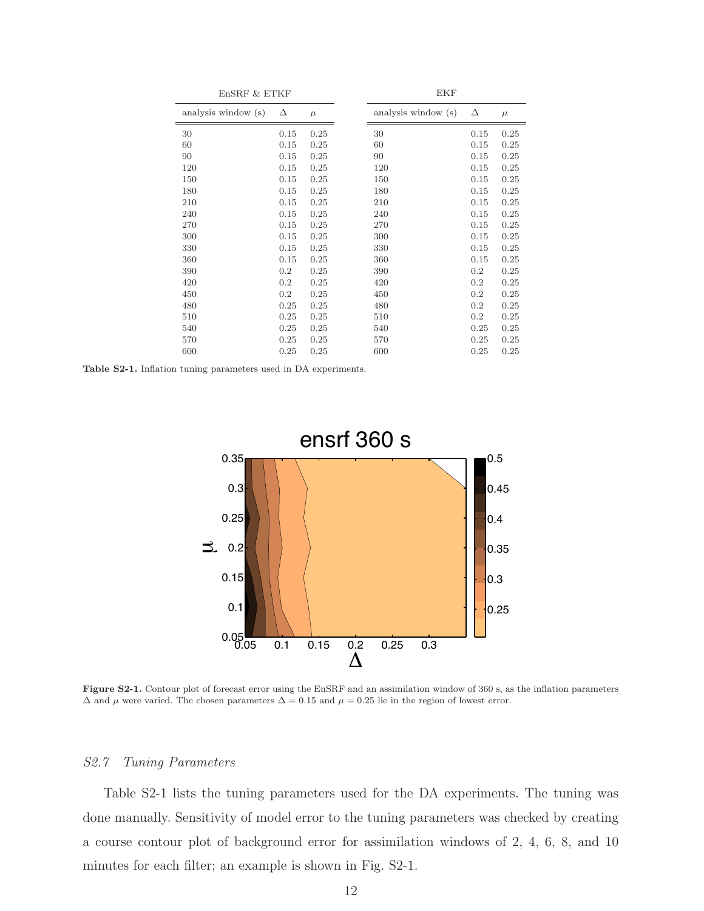| EnSRF & ETKF | | | EKF | | |
|---|---|---|---|---|---|
| analysis window (s) | $\Delta$ | $\mu$ | analysis window (s) | $\Delta$ | $\mu$ |
| 30 | 0.15 | 0.25 | 30 | 0.15 | 0.25 |
| 60 | 0.15 | 0.25 | 60 | 0.15 | 0.25 |
| 90 | 0.15 | 0.25 | 90 | 0.15 | 0.25 |
| 120 | 0.15 | 0.25 | 120 | 0.15 | 0.25 |
| 150 | 0.15 | 0.25 | 150 | 0.15 | 0.25 |
| 180 | 0.15 | 0.25 | 180 | 0.15 | 0.25 |
| 210 | 0.15 | 0.25 | 210 | 0.15 | 0.25 |
| 240 | 0.15 | 0.25 | 240 | 0.15 | 0.25 |
| 270 | 0.15 | 0.25 | 270 | 0.15 | 0.25 |
| 300 | 0.15 | 0.25 | 300 | 0.15 | 0.25 |
| 330 | 0.15 | 0.25 | 330 | 0.15 | 0.25 |
| 360 | 0.15 | 0.25 | 360 | 0.15 | 0.25 |
| 390 | 0.2 | 0.25 | 390 | 0.2 | 0.25 |
| 420 | 0.2 | 0.25 | 420 | 0.2 | 0.25 |
| 450 | 0.2 | 0.25 | 450 | 0.2 | 0.25 |
| 480 | 0.25 | 0.25 | 480 | 0.2 | 0.25 |
| 510 | 0.25 | 0.25 | 510 | 0.2 | 0.25 |
| 540 | 0.25 | 0.25 | 540 | 0.25 | 0.25 |
| 570 | 0.25 | 0.25 | 570 | 0.25 | 0.25 |
| 600 | 0.25 | 0.25 | 600 | 0.25 | 0.25 |

**Table S2-1.** Inflation tuning parameters used in DA experiments.

**Figure S2-1.** Contour plot of forecast error using the EnSRF and an assimilation window of 360 s, as the inflation parameters $\Delta$ and $\mu$ were varied. The chosen parameters $\Delta = 0.15$ and $\mu = 0.25$ lie in the region of lowest error.

### *S2.7 Tuning Parameters*

Table S2-1 lists the tuning parameters used for the DA experiments. The tuning was done manually. Sensitivity of model error to the tuning parameters was checked by creating a course contour plot of background error for assimilation windows of 2, 4, 6, 8, and 10 minutes for each filter; an example is shown in Fig. S2-1.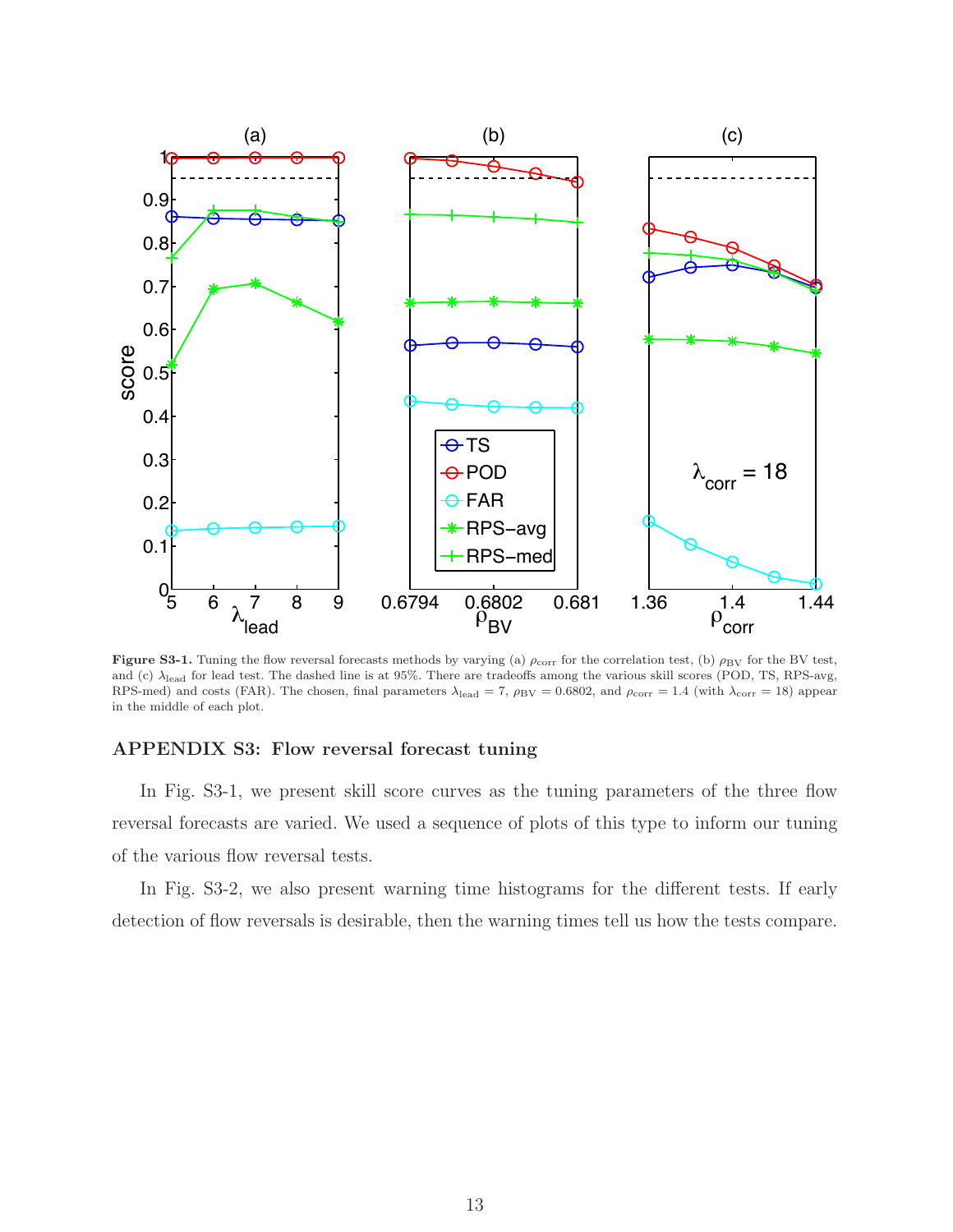**Figure S3-1.** Tuning the flow reversal forecasts methods by varying (a) $\rho_{\mathrm{corr}}$ for the correlation test, (b) $\rho_{\mathrm{BV}}$ for the BV test, and (c) $\lambda_{\mathrm{lead}}$ for lead test. The dashed line is at 95%. There are tradeoffs among the various skill scores (POD, TS, RPS-avg, RPS-med) and costs (FAR). The chosen, final parameters $\lambda_{\mathrm{lead}} = 7$, $\rho_{\mathrm{BV}} = 0.6802$, and $\rho_{\mathrm{corr}} = 1.4$ (with $\lambda_{\mathrm{corr}} = 18$) appear in the middle of each plot.

### APPENDIX S3: Flow reversal forecast tuning

In Fig. S3-1, we present skill score curves as the tuning parameters of the three flow reversal forecasts are varied. We used a sequence of plots of this type to inform our tuning of the various flow reversal tests.

In Fig. S3-2, we also present warning time histograms for the different tests. If early detection of flow reversals is desirable, then the warning times tell us how the tests compare.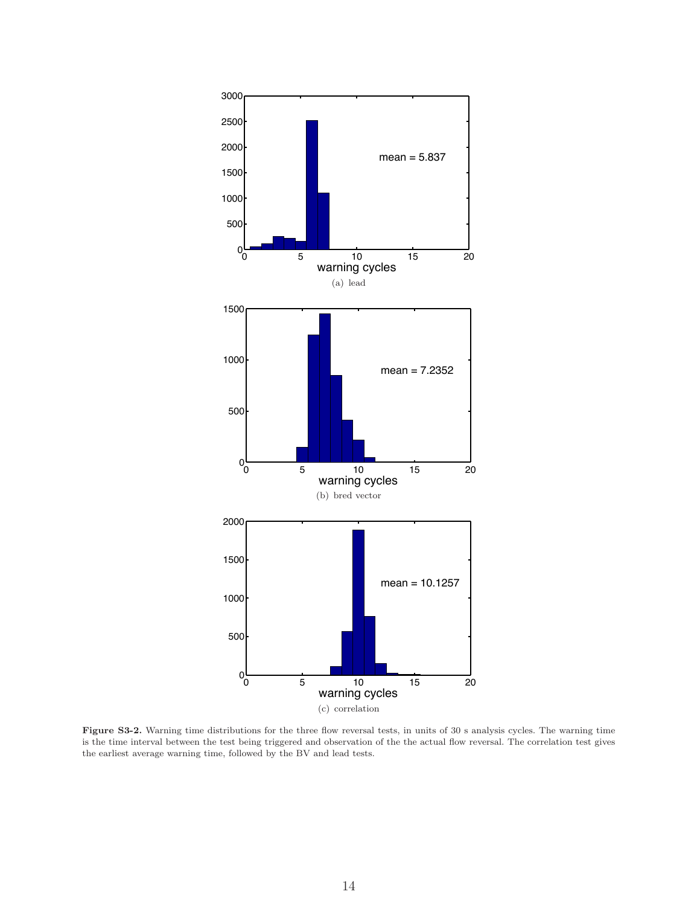(a) lead

(b) bred vector

(c) correlation

**Figure S3-2.** Warning time distributions for the three flow reversal tests, in units of 30 s analysis cycles. The warning time is the time interval between the test being triggered and observation of the the actual flow reversal. The correlation test gives the earliest average warning time, followed by the BV and lead tests.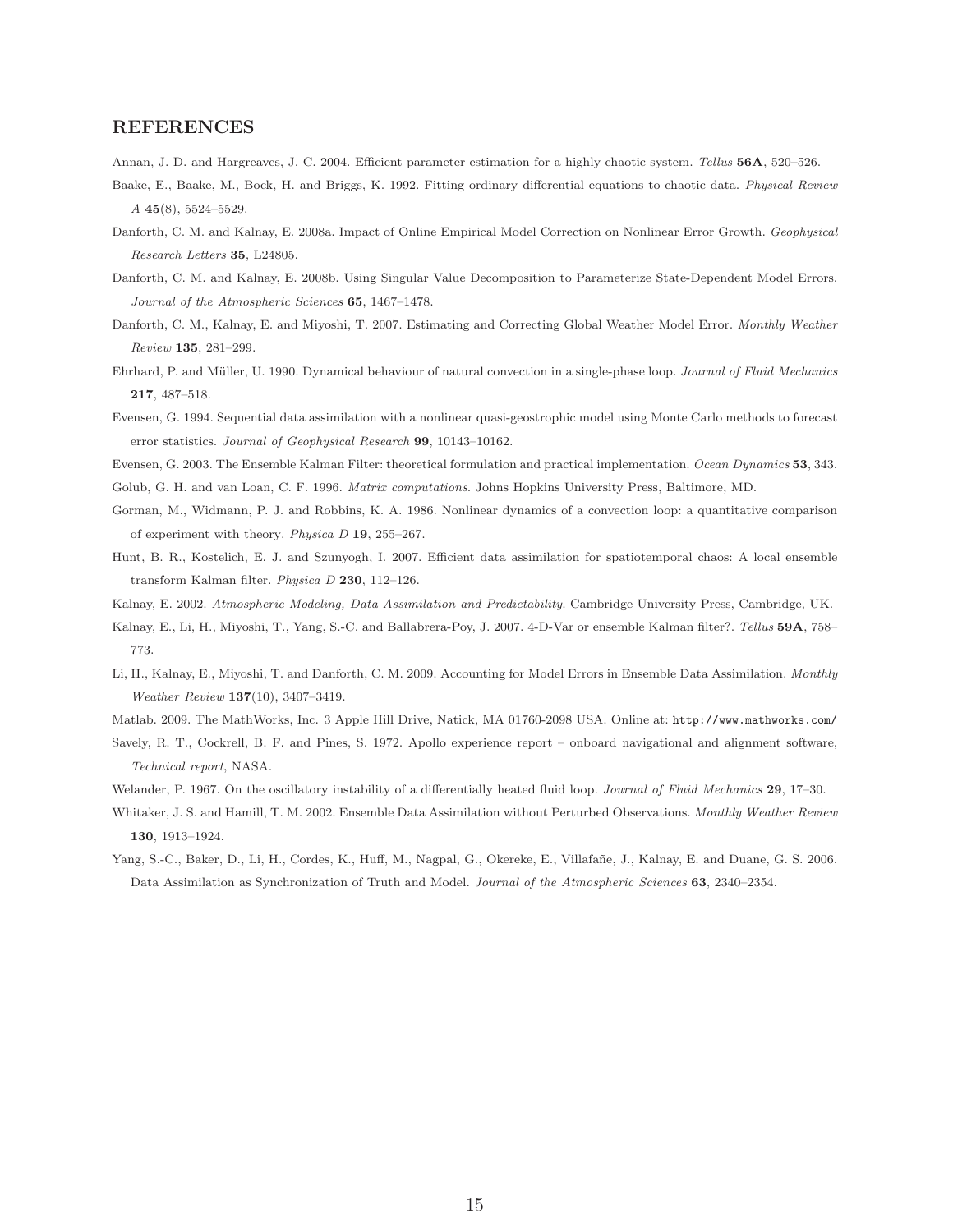## REFERENCES

Annan, J. D. and Hargreaves, J. C. 2004. Efficient parameter estimation for a highly chaotic system. *Tellus* **56A**, 520–526.

Baake, E., Baake, M., Bock, H. and Briggs, K. 1992. Fitting ordinary differential equations to chaotic data. *Physical Review A* **45**(8), 5524–5529.

Danforth, C. M. and Kalnay, E. 2008a. Impact of Online Empirical Model Correction on Nonlinear Error Growth. *Geophysical Research Letters* **35**, L24805.

Danforth, C. M. and Kalnay, E. 2008b. Using Singular Value Decomposition to Parameterize State-Dependent Model Errors. *Journal of the Atmospheric Sciences* **65**, 1467–1478.

Danforth, C. M., Kalnay, E. and Miyoshi, T. 2007. Estimating and Correcting Global Weather Model Error. *Monthly Weather Review* **135**, 281–299.

Ehrhard, P. and Müller, U. 1990. Dynamical behaviour of natural convection in a single-phase loop. *Journal of Fluid Mechanics* **217**, 487–518.

Evensen, G. 1994. Sequential data assimilation with a nonlinear quasi-geostrophic model using Monte Carlo methods to forecast error statistics. *Journal of Geophysical Research* **99**, 10143–10162.

Evensen, G. 2003. The Ensemble Kalman Filter: theoretical formulation and practical implementation. *Ocean Dynamics* **53**, 343.

Golub, G. H. and van Loan, C. F. 1996. *Matrix computations*. Johns Hopkins University Press, Baltimore, MD.

Gorman, M., Widmann, P. J. and Robbins, K. A. 1986. Nonlinear dynamics of a convection loop: a quantitative comparison of experiment with theory. *Physica D* **19**, 255–267.

Hunt, B. R., Kostelich, E. J. and Szunyogh, I. 2007. Efficient data assimilation for spatiotemporal chaos: A local ensemble transform Kalman filter. *Physica D* **230**, 112–126.

Kalnay, E. 2002. *Atmospheric Modeling, Data Assimilation and Predictability*. Cambridge University Press, Cambridge, UK.

Kalnay, E., Li, H., Miyoshi, T., Yang, S.-C. and Ballabrera-Poy, J. 2007. 4-D-Var or ensemble Kalman filter?. *Tellus* **59A**, 758–773.

Li, H., Kalnay, E., Miyoshi, T. and Danforth, C. M. 2009. Accounting for Model Errors in Ensemble Data Assimilation. *Monthly Weather Review* **137**(10), 3407–3419.

Matlab. 2009. The MathWorks, Inc. 3 Apple Hill Drive, Natick, MA 01760-2098 USA. Online at: http://www.mathworks.com/

Savely, R. T., Cockrell, B. F. and Pines, S. 1972. Apollo experience report – onboard navigational and alignment software, *Technical report*, NASA.

Welander, P. 1967. On the oscillatory instability of a differentially heated fluid loop. *Journal of Fluid Mechanics* **29**, 17–30.

Whitaker, J. S. and Hamill, T. M. 2002. Ensemble Data Assimilation without Perturbed Observations. *Monthly Weather Review* **130**, 1913–1924.

Yang, S.-C., Baker, D., Li, H., Cordes, K., Huff, M., Nagpal, G., Okereke, E., Villafañe, J., Kalnay, E. and Duane, G. S. 2006. Data Assimilation as Synchronization of Truth and Model. *Journal of the Atmospheric Sciences* **63**, 2340–2354.